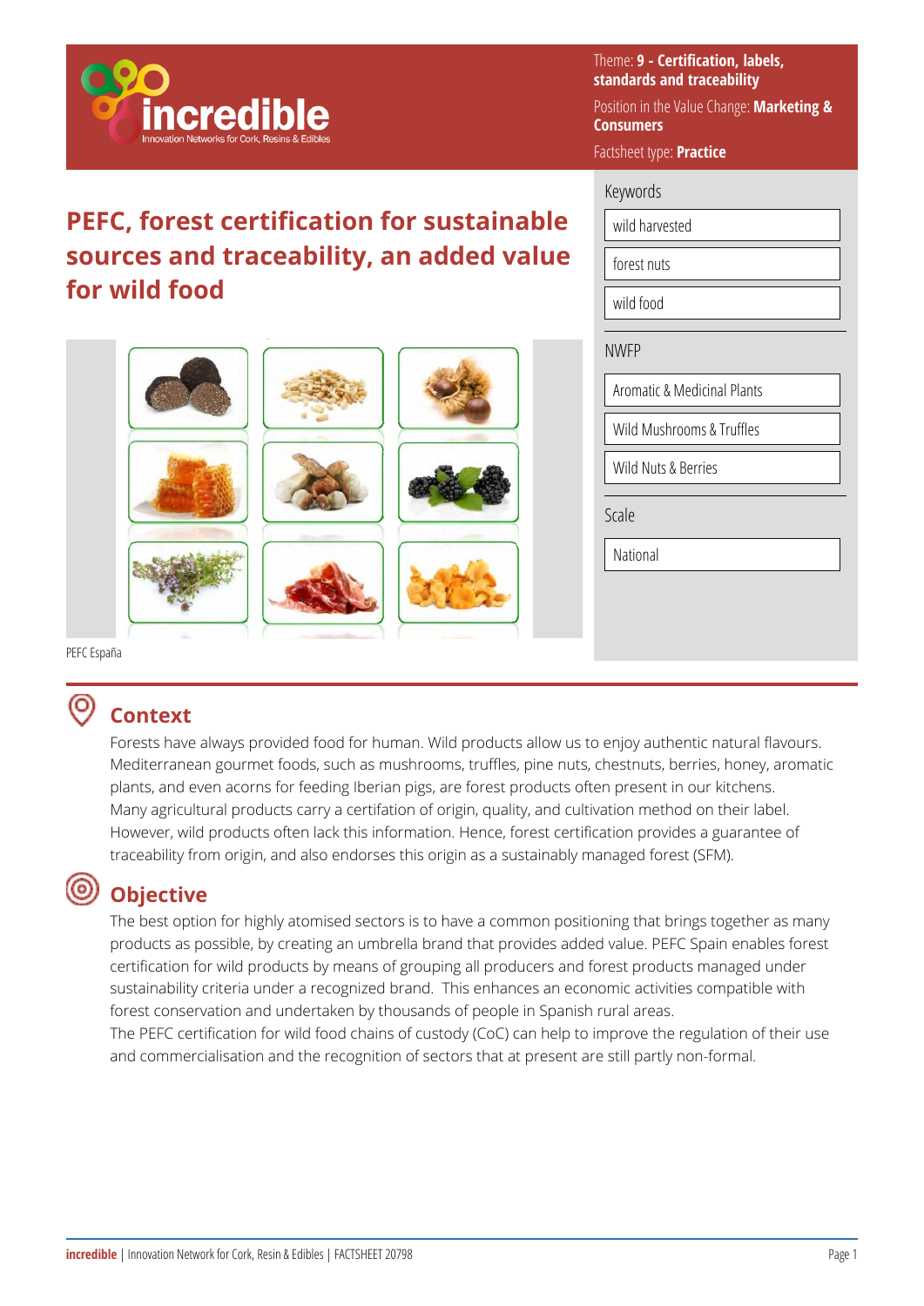Theme: **9 - Certification, labels, standards and traceability**

Position in the Value Change: **Marketing & Consumers**

Factsheet type: **Practice**

# PEFC, forest certification for sustainable sources and traceability, an added value for wild food

PEFC España

**Keywords**

- wild harvested
- forest nuts
- wild food

**NWFP**

- Aromatic & Medicinal Plants
- Wild Mushrooms & Truffles
- Wild Nuts & Berries

**Scale**

- National

## Context

Forests have always provided food for human. Wild products allow us to enjoy authentic natural flavours. Mediterranean gourmet foods, such as mushrooms, truffles, pine nuts, chestnuts, berries, honey, aromatic plants, and even acorns for feeding Iberian pigs, are forest products often present in our kitchens. Many agricultural products carry a certifation of origin, quality, and cultivation method on their label. However, wild products often lack this information. Hence, forest certification provides a guarantee of traceability from origin, and also endorses this origin as a sustainably managed forest (SFM).

## Objective

The best option for highly atomised sectors is to have a common positioning that brings together as many products as possible, by creating an umbrella brand that provides added value. PEFC Spain enables forest certification for wild products by means of grouping all producers and forest products managed under sustainability criteria under a recognized brand. This enhances an economic activities compatible with forest conservation and undertaken by thousands of people in Spanish rural areas.

The PEFC certification for wild food chains of custody (CoC) can help to improve the regulation of their use and commercialisation and the recognition of sectors that at present are still partly non-formal.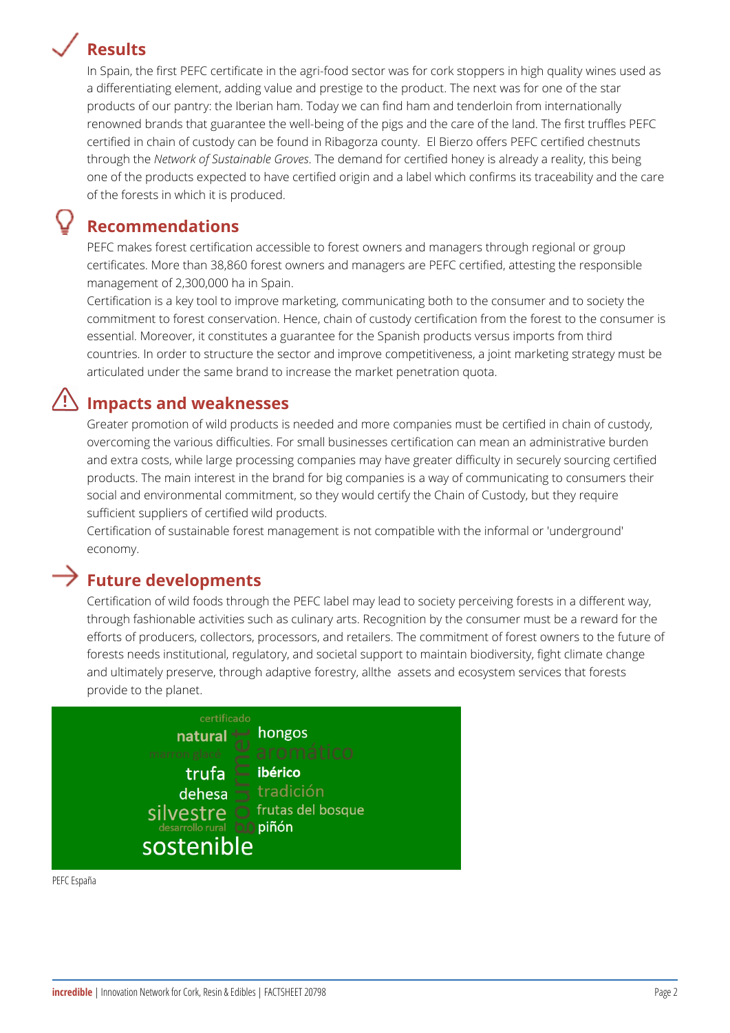## Results

In Spain, the first PEFC certificate in the agri-food sector was for cork stoppers in high quality wines used as a differentiating element, adding value and prestige to the product. The next was for one of the star products of our pantry: the Iberian ham. Today we can find ham and tenderloin from internationally renowned brands that guarantee the well-being of the pigs and the care of the land. The first truffles PEFC certified in chain of custody can be found in Ribagorza county. El Bierzo offers PEFC certified chestnuts through the *Network of Sustainable Groves*. The demand for certified honey is already a reality, this being one of the products expected to have certified origin and a label which confirms its traceability and the care of the forests in which it is produced.

## Recommendations

PEFC makes forest certification accessible to forest owners and managers through regional or group certificates. More than 38,860 forest owners and managers are PEFC certified, attesting the responsible management of 2,300,000 ha in Spain.

Certification is a key tool to improve marketing, communicating both to the consumer and to society the commitment to forest conservation. Hence, chain of custody certification from the forest to the consumer is essential. Moreover, it constitutes a guarantee for the Spanish products versus imports from third countries. In order to structure the sector and improve competitiveness, a joint marketing strategy must be articulated under the same brand to increase the market penetration quota.

## Impacts and weaknesses

Greater promotion of wild products is needed and more companies must be certified in chain of custody, overcoming the various difficulties. For small businesses certification can mean an administrative burden and extra costs, while large processing companies may have greater difficulty in securely sourcing certified products. The main interest in the brand for big companies is a way of communicating to consumers their social and environmental commitment, so they would certify the Chain of Custody, but they require sufficient suppliers of certified wild products.

Certification of sustainable forest management is not compatible with the informal or 'underground' economy.

## Future developments

Certification of wild foods through the PEFC label may lead to society perceiving forests in a different way, through fashionable activities such as culinary arts. Recognition by the consumer must be a reward for the efforts of producers, collectors, processors, and retailers. The commitment of forest owners to the future of forests needs institutional, regulatory, and societal support to maintain biodiversity, fight climate change and ultimately preserve, through adaptive forestry, allthe assets and ecosystem services that forests provide to the planet.

certificado natural gourmet hongos marron glacé aromático trufa ibérico dehesa tradición silvestre frutas del bosque desarrollo rural piñón sostenible

PEFC España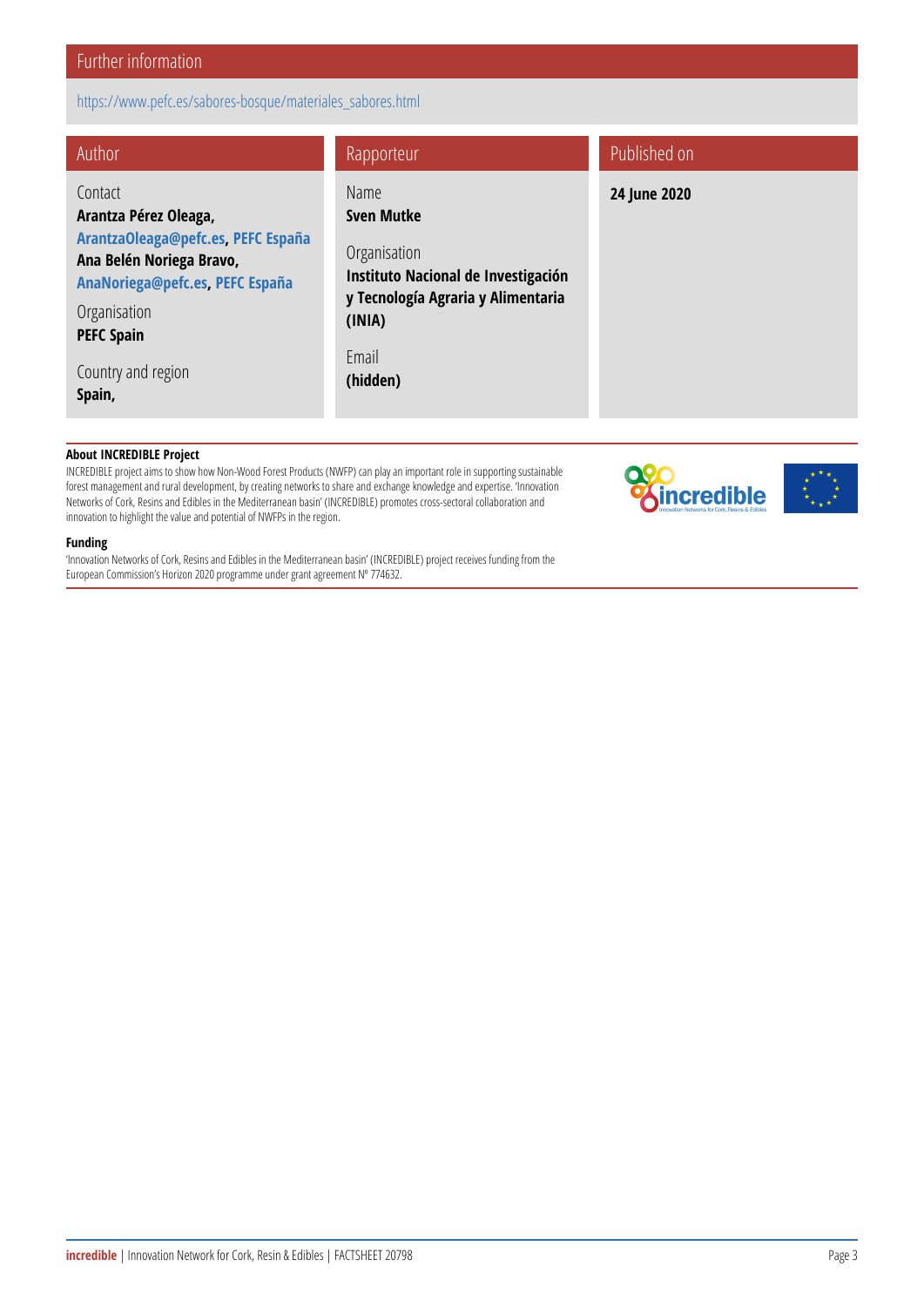## Further information

https://www.pefc.es/sabores-bosque/materiales_sabores.html

## Author

Contact

**Arantza Pérez Oleaga,**
**ArantzaOleaga@pefc.es, PEFC España**
**Ana Belén Noriega Bravo,**
**AnaNoriega@pefc.es, PEFC España**

Organisation

**PEFC Spain**

Country and region

**Spain,**

## Rapporteur

Name

**Sven Mutke**

Organisation

**Instituto Nacional de Investigación y Tecnología Agraria y Alimentaria (INIA)**

Email

**(hidden)**

## Published on

**24 June 2020**

**About INCREDIBLE Project**

INCREDIBLE project aims to show how Non-Wood Forest Products (NWFP) can play an important role in supporting sustainable forest management and rural development, by creating networks to share and exchange knowledge and expertise. 'Innovation Networks of Cork, Resins and Edibles in the Mediterranean basin' (INCREDIBLE) promotes cross-sectoral collaboration and innovation to highlight the value and potential of NWFPs in the region.

**Funding**

'Innovation Networks of Cork, Resins and Edibles in the Mediterranean basin' (INCREDIBLE) project receives funding from the European Commission's Horizon 2020 programme under grant agreement Nº 774632.